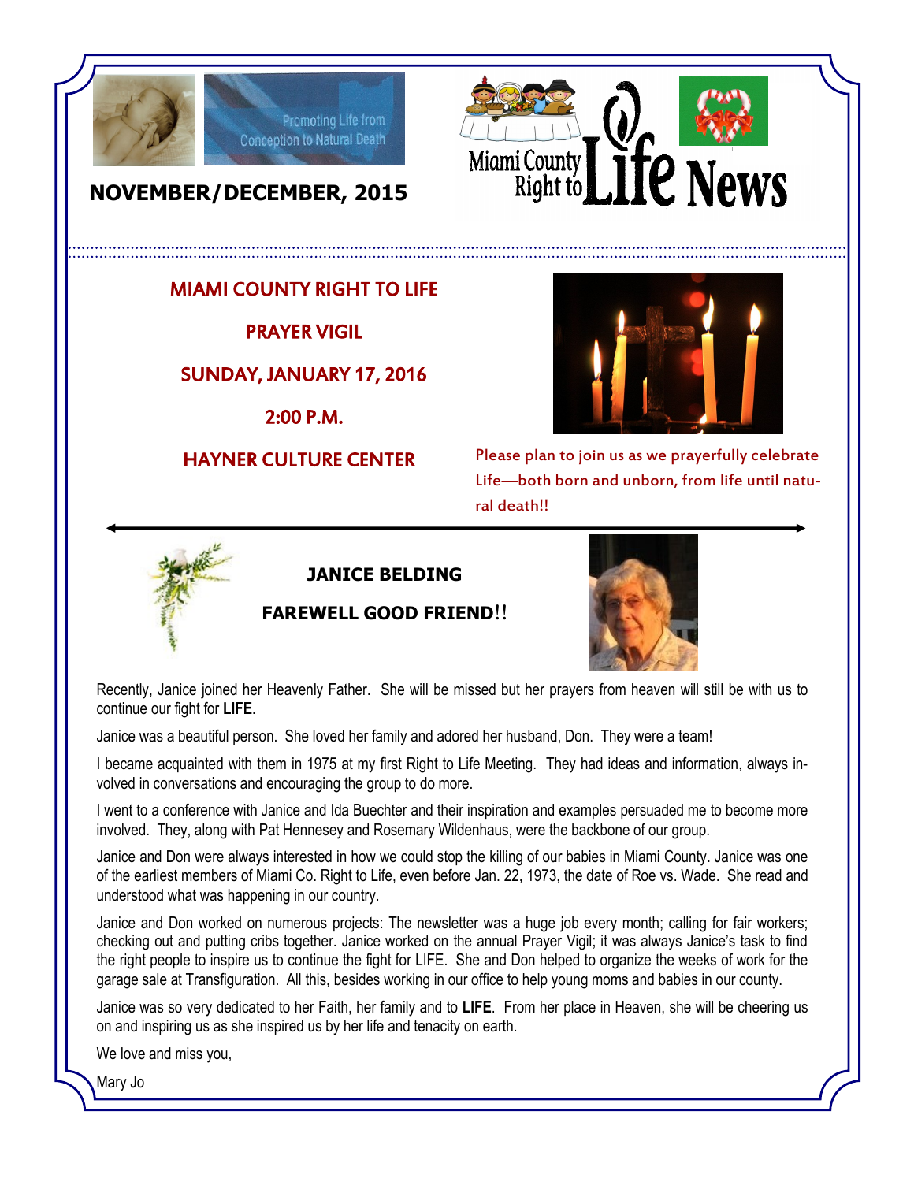Promoting Life from Conception to Natural Death

# Miami County Right to Life News

## NOVEMBER/DECEMBER, 2015

## MIAMI COUNTY RIGHT TO LIFE

## PRAYER VIGIL

## SUNDAY, JANUARY 17, 2016

## 2:00 P.M.

## HAYNER CULTURE CENTER

Please plan to join us as we prayerfully celebrate Life—both born and unborn, from life until natural death!!

---

## JANICE BELDING

## FAREWELL GOOD FRIEND!!

Recently, Janice joined her Heavenly Father. She will be missed but her prayers from heaven will still be with us to continue our fight for **LIFE.**

Janice was a beautiful person. She loved her family and adored her husband, Don. They were a team!

I became acquainted with them in 1975 at my first Right to Life Meeting. They had ideas and information, always involved in conversations and encouraging the group to do more.

I went to a conference with Janice and Ida Buechter and their inspiration and examples persuaded me to become more involved. They, along with Pat Hennesey and Rosemary Wildenhaus, were the backbone of our group.

Janice and Don were always interested in how we could stop the killing of our babies in Miami County. Janice was one of the earliest members of Miami Co. Right to Life, even before Jan. 22, 1973, the date of Roe vs. Wade. She read and understood what was happening in our country.

Janice and Don worked on numerous projects: The newsletter was a huge job every month; calling for fair workers; checking out and putting cribs together. Janice worked on the annual Prayer Vigil; it was always Janice's task to find the right people to inspire us to continue the fight for LIFE. She and Don helped to organize the weeks of work for the garage sale at Transfiguration. All this, besides working in our office to help young moms and babies in our county.

Janice was so very dedicated to her Faith, her family and to **LIFE**. From her place in Heaven, she will be cheering us on and inspiring us as she inspired us by her life and tenacity on earth.

We love and miss you,

Mary Jo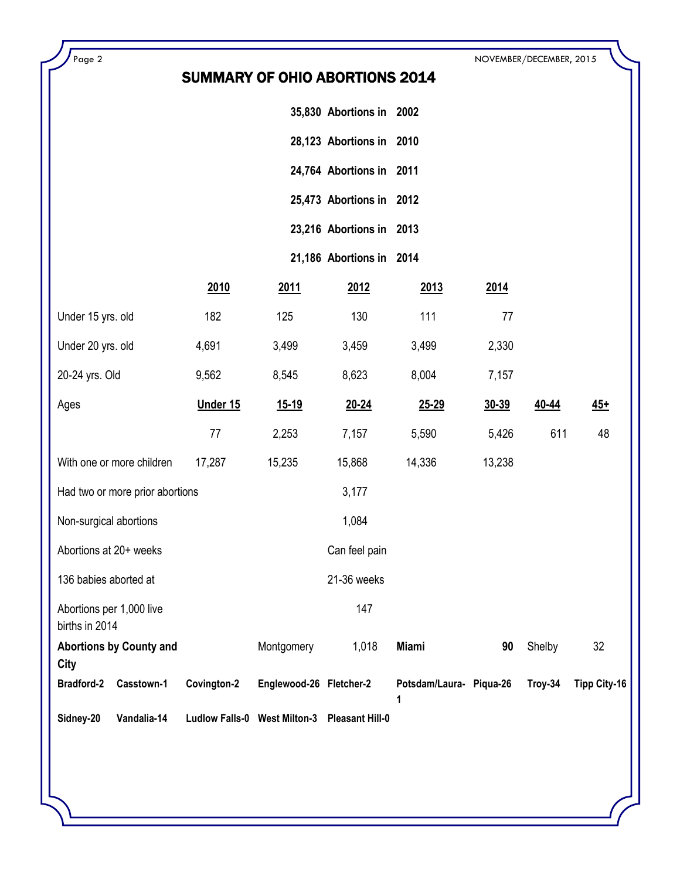# SUMMARY OF OHIO ABORTIONS 2014

**35,830 Abortions in 2002**

**28,123 Abortions in 2010**

**24,764 Abortions in 2011**

**25,473 Abortions in 2012**

**23,216 Abortions in 2013**

**21,186 Abortions in 2014**

| | 2010 | 2011 | 2012 | 2013 | 2014 | | |
|---|---|---|---|---|---|---|---|
| Under 15 yrs. old | 182 | 125 | 130 | 111 | 77 | | |
| Under 20 yrs. old | 4,691 | 3,499 | 3,459 | 3,499 | 2,330 | | |
| 20-24 yrs. Old | 9,562 | 8,545 | 8,623 | 8,004 | 7,157 | | |
| Ages | Under 15 | 15-19 | 20-24 | 25-29 | 30-39 | 40-44 | 45+ |
| | 77 | 2,253 | 7,157 | 5,590 | 5,426 | 611 | 48 |
| With one or more children | 17,287 | 15,235 | 15,868 | 14,336 | 13,238 | | |
| Had two or more prior abortions | | | 3,177 | | | | |
| Non-surgical abortions | | | 1,084 | | | | |
| Abortions at 20+ weeks | | | Can feel pain | | | | |
| 136 babies aborted at | | | 21-36 weeks | | | | |
| Abortions per 1,000 live births in 2014 | | | 147 | | | | |

**Abortions by County and City** — Montgomery 1,018 — **Miami 90** — Shelby 32

**Bradford-2** **Casstown-1** **Covington-2** **Englewood-26** **Fletcher-2** **Potsdam/Laura-1** **Piqua-26** **Troy-34** **Tipp City-16**

**Sidney-20** **Vandalia-14** **Ludlow Falls-0** **West Milton-3** **Pleasant Hill-0**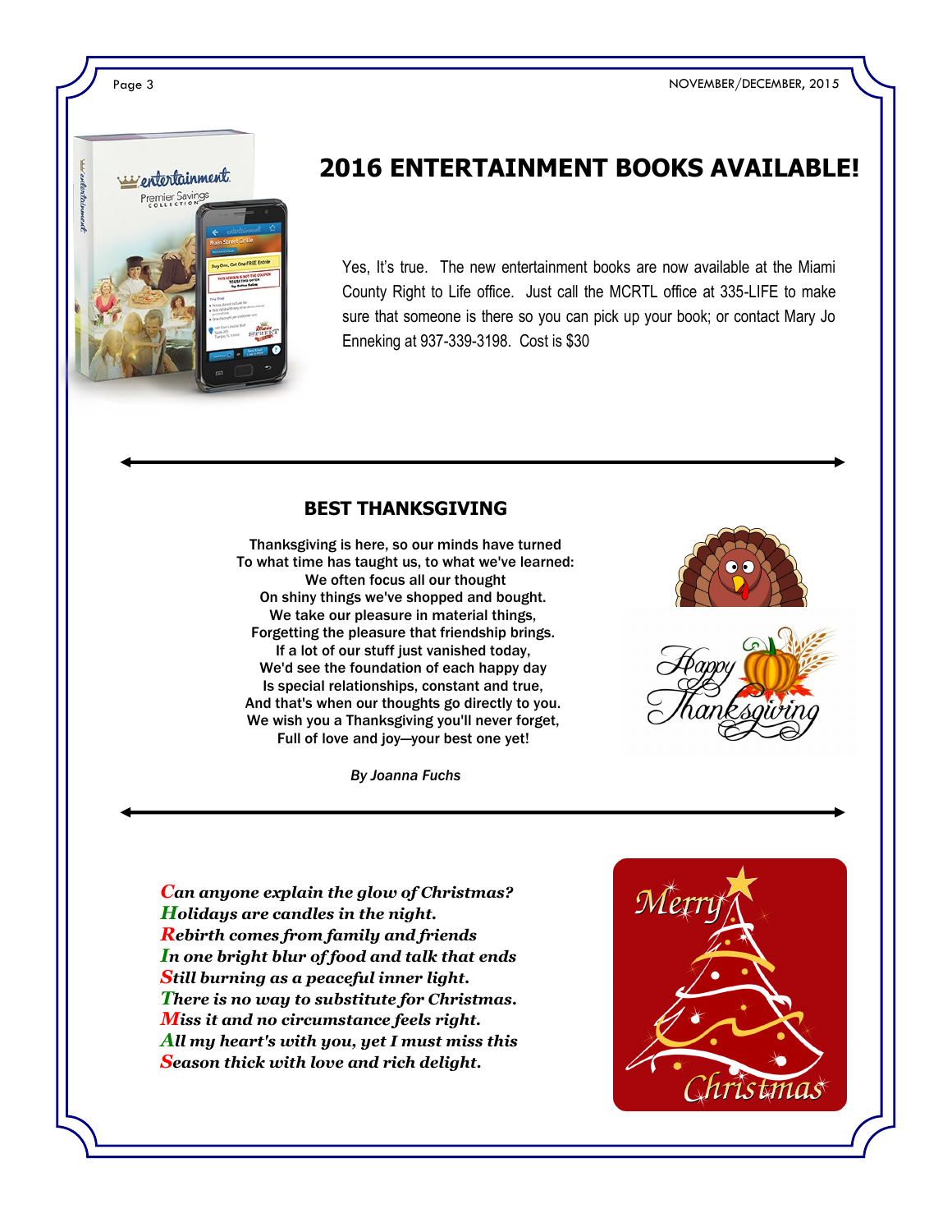## 2016 ENTERTAINMENT BOOKS AVAILABLE!

Yes, It's true. The new entertainment books are now available at the Miami County Right to Life office. Just call the MCRTL office at 335-LIFE to make sure that someone is there so you can pick up your book; or contact Mary Jo Enneking at 937-339-3198. Cost is $30

---

### BEST THANKSGIVING

Thanksgiving is here, so our minds have turned
To what time has taught us, to what we've learned:
We often focus all our thought
On shiny things we've shopped and bought.
We take our pleasure in material things,
Forgetting the pleasure that friendship brings.
If a lot of our stuff just vanished today,
We'd see the foundation of each happy day
Is special relationships, constant and true,
And that's when our thoughts go directly to you.
We wish you a Thanksgiving you'll never forget,
Full of love and joy—your best one yet!

*By Joanna Fuchs*

---

***C**an anyone explain the glow of Christmas?*
***H**olidays are candles in the night.*
***R**ebirth comes from family and friends*
***I**n one bright blur of food and talk that ends*
***S**till burning as a peaceful inner light.*
***T**here is no way to substitute for Christmas.*
***M**iss it and no circumstance feels right.*
***A**ll my heart's with you, yet I must miss this*
***S**eason thick with love and rich delight.*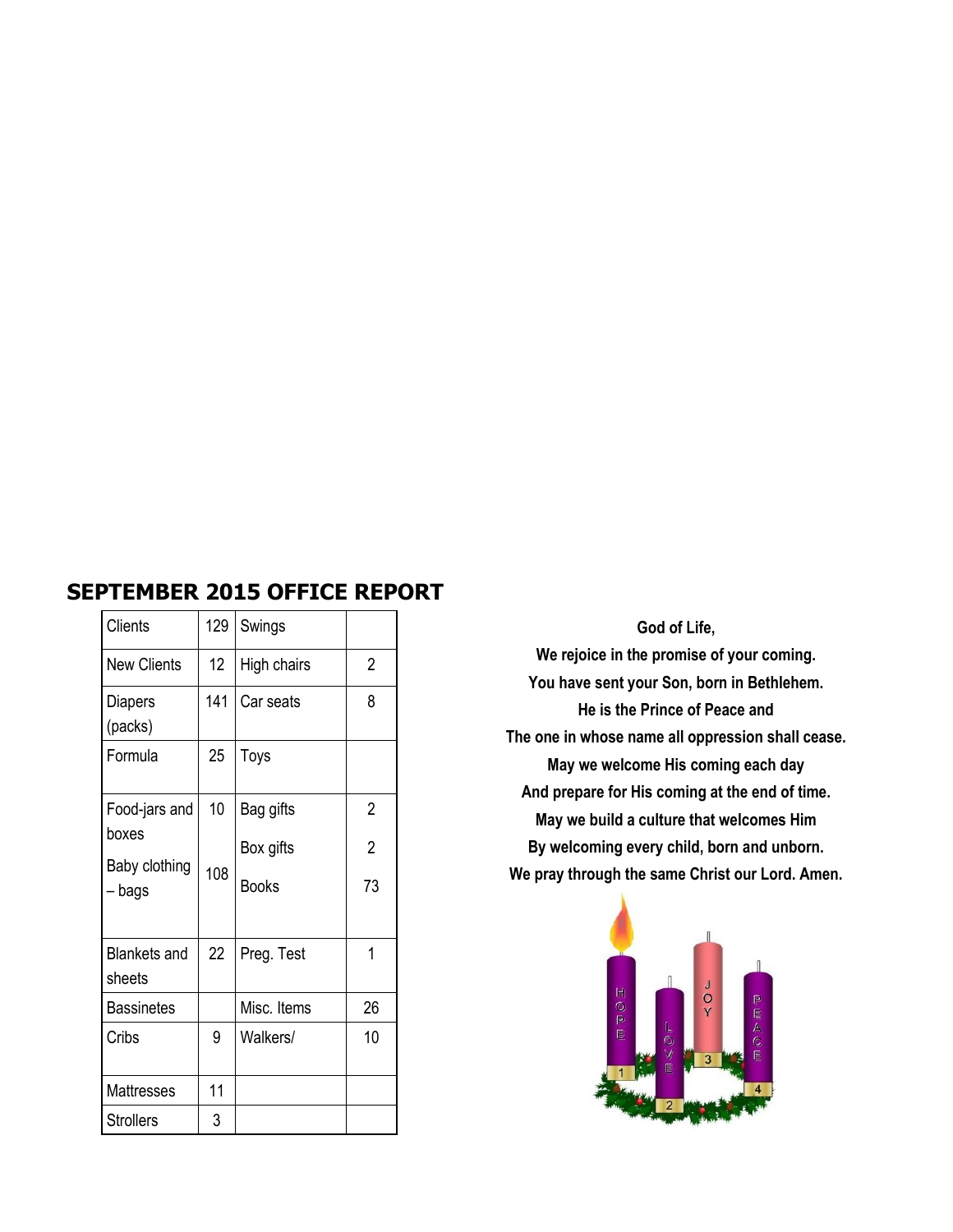## SEPTEMBER 2015 OFFICE REPORT

| | | | |
|---|---|---|---|
| Clients | 129 | Swings | |
| New Clients | 12 | High chairs | 2 |
| Diapers (packs) | 141 | Car seats | 8 |
| Formula | 25 | Toys | |
| Food-jars and boxes | 10 | Bag gifts | 2 |
| | | Box gifts | 2 |
| Baby clothing – bags | 108 | Books | 73 |
| Blankets and sheets | 22 | Preg. Test | 1 |
| Bassinetes | | Misc. Items | 26 |
| Cribs | 9 | Walkers/ | 10 |
| Mattresses | 11 | | |
| Strollers | 3 | | |

**God of Life,**
**We rejoice in the promise of your coming.**
**You have sent your Son, born in Bethlehem.**
**He is the Prince of Peace and**
**The one in whose name all oppression shall cease.**
**May we welcome His coming each day**
**And prepare for His coming at the end of time.**
**May we build a culture that welcomes Him**
**By welcoming every child, born and unborn.**
**We pray through the same Christ our Lord. Amen.**